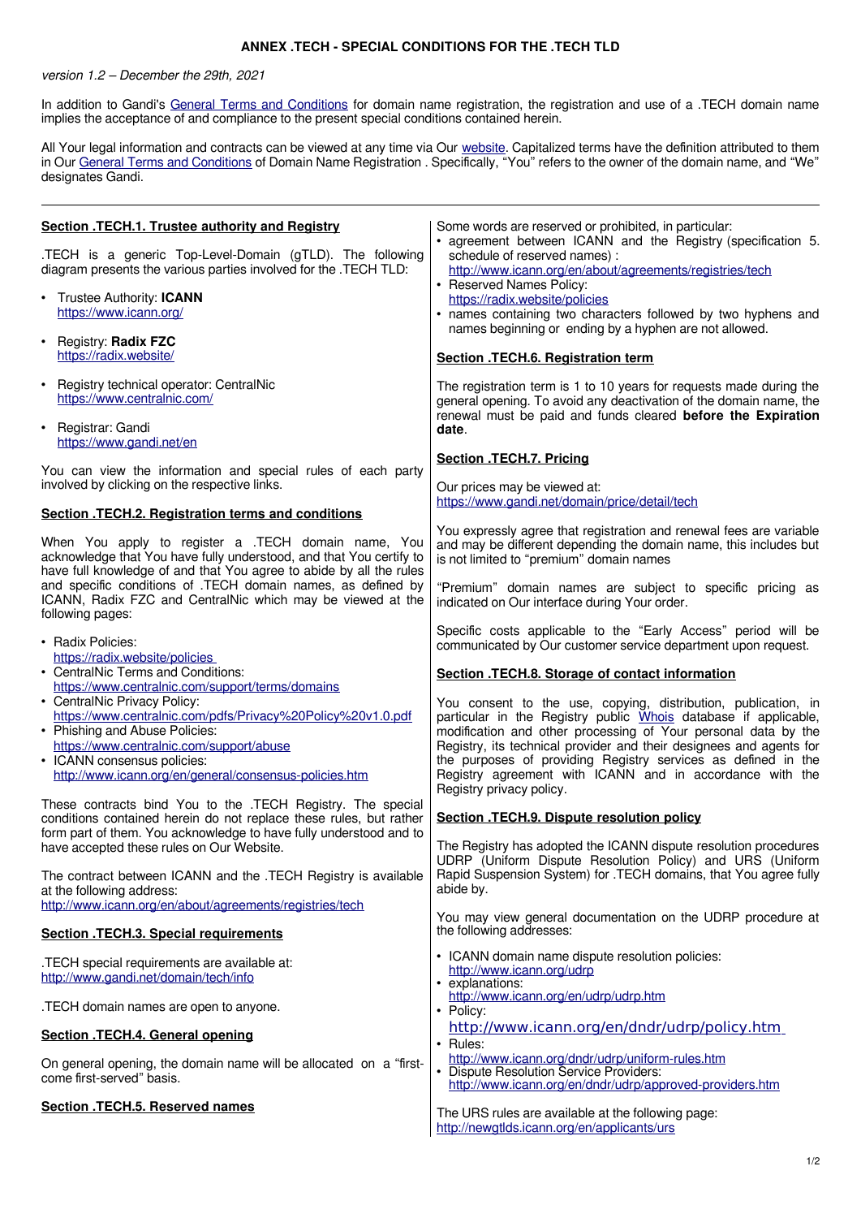# ANNEX .TECH - SPECIAL CONDITIONS FOR THE .TECH TLD

*version 1.2 – December the 29th, 2021*

In addition to Gandi's General Terms and Conditions for domain name registration, the registration and use of a .TECH domain name implies the acceptance of and compliance to the present special conditions contained herein.

All Your legal information and contracts can be viewed at any time via Our website. Capitalized terms have the definition attributed to them in Our General Terms and Conditions of Domain Name Registration . Specifically, "You" refers to the owner of the domain name, and "We" designates Gandi.

---

## Section .TECH.1. Trustee authority and Registry

.TECH is a generic Top-Level-Domain (gTLD). The following diagram presents the various parties involved for the .TECH TLD:

- Trustee Authority: **ICANN**
  https://www.icann.org/
- Registry: **Radix FZC**
  https://radix.website/
- Registry technical operator: CentralNic
  https://www.centralnic.com/
- Registrar: Gandi
  https://www.gandi.net/en

You can view the information and special rules of each party involved by clicking on the respective links.

## Section .TECH.2. Registration terms and conditions

When You apply to register a .TECH domain name, You acknowledge that You have fully understood, and that You certify to have full knowledge of and that You agree to abide by all the rules and specific conditions of .TECH domain names, as defined by ICANN, Radix FZC and CentralNic which may be viewed at the following pages:

- Radix Policies:
  https://radix.website/policies
- CentralNic Terms and Conditions:
  https://www.centralnic.com/support/terms/domains
- CentralNic Privacy Policy:
  https://www.centralnic.com/pdfs/Privacy%20Policy%20v1.0.pdf
- Phishing and Abuse Policies:
  https://www.centralnic.com/support/abuse
- ICANN consensus policies:
  http://www.icann.org/en/general/consensus-policies.htm

These contracts bind You to the .TECH Registry. The special conditions contained herein do not replace these rules, but rather form part of them. You acknowledge to have fully understood and to have accepted these rules on Our Website.

The contract between ICANN and the .TECH Registry is available at the following address:
http://www.icann.org/en/about/agreements/registries/tech

## Section .TECH.3. Special requirements

.TECH special requirements are available at:
http://www.gandi.net/domain/tech/info

.TECH domain names are open to anyone.

## Section .TECH.4. General opening

On general opening, the domain name will be allocated on a "first-come first-served" basis.

## Section .TECH.5. Reserved names

Some words are reserved or prohibited, in particular:

- agreement between ICANN and the Registry (specification 5. schedule of reserved names) :
  http://www.icann.org/en/about/agreements/registries/tech
- Reserved Names Policy:
  https://radix.website/policies
- names containing two characters followed by two hyphens and names beginning or ending by a hyphen are not allowed.

## Section .TECH.6. Registration term

The registration term is 1 to 10 years for requests made during the general opening. To avoid any deactivation of the domain name, the renewal must be paid and funds cleared **before the Expiration date**.

## Section .TECH.7. Pricing

Our prices may be viewed at:
https://www.gandi.net/domain/price/detail/tech

You expressly agree that registration and renewal fees are variable and may be different depending the domain name, this includes but is not limited to "premium" domain names

"Premium" domain names are subject to specific pricing as indicated on Our interface during Your order.

Specific costs applicable to the "Early Access" period will be communicated by Our customer service department upon request.

## Section .TECH.8. Storage of contact information

You consent to the use, copying, distribution, publication, in particular in the Registry public Whois database if applicable, modification and other processing of Your personal data by the Registry, its technical provider and their designees and agents for the purposes of providing Registry services as defined in the Registry agreement with ICANN and in accordance with the Registry privacy policy.

## Section .TECH.9. Dispute resolution policy

The Registry has adopted the ICANN dispute resolution procedures UDRP (Uniform Dispute Resolution Policy) and URS (Uniform Rapid Suspension System) for .TECH domains, that You agree fully abide by.

You may view general documentation on the UDRP procedure at the following addresses:

- ICANN domain name dispute resolution policies:
  http://www.icann.org/udrp
- explanations:
  http://www.icann.org/en/udrp/udrp.htm
- Policy:
  http://www.icann.org/en/dndr/udrp/policy.htm
- Rules:
  http://www.icann.org/dndr/udrp/uniform-rules.htm
- Dispute Resolution Service Providers:
  http://www.icann.org/en/dndr/udrp/approved-providers.htm

The URS rules are available at the following page:
http://newgtlds.icann.org/en/applicants/urs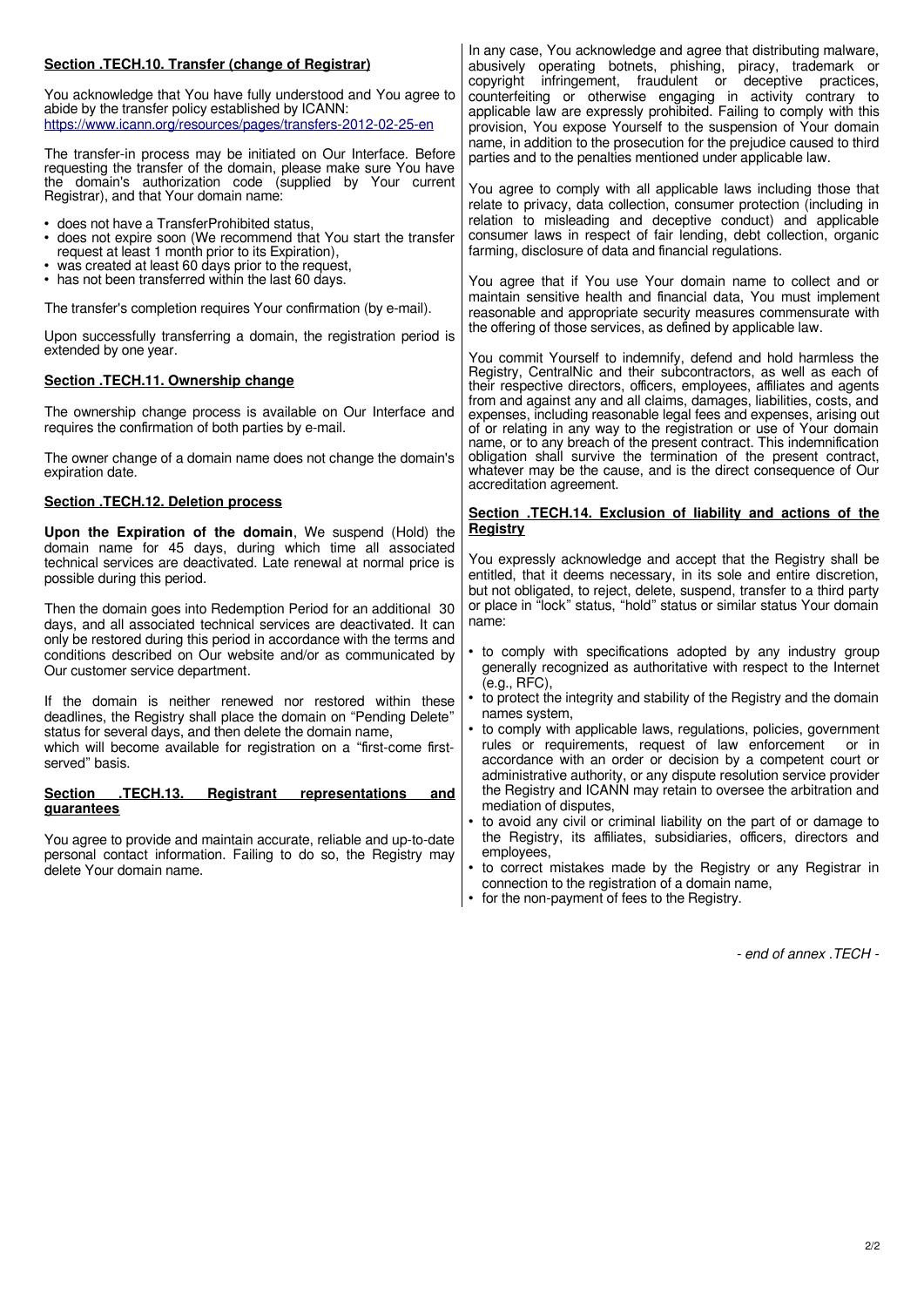### Section .TECH.10. Transfer (change of Registrar)

You acknowledge that You have fully understood and You agree to abide by the transfer policy established by ICANN: https://www.icann.org/resources/pages/transfers-2012-02-25-en

The transfer-in process may be initiated on Our Interface. Before requesting the transfer of the domain, please make sure You have the domain's authorization code (supplied by Your current Registrar), and that Your domain name:

- does not have a TransferProhibited status,
- does not expire soon (We recommend that You start the transfer request at least 1 month prior to its Expiration),
- was created at least 60 days prior to the request,
- has not been transferred within the last 60 days.

The transfer's completion requires Your confirmation (by e-mail).

Upon successfully transferring a domain, the registration period is extended by one year.

### Section .TECH.11. Ownership change

The ownership change process is available on Our Interface and requires the confirmation of both parties by e-mail.

The owner change of a domain name does not change the domain's expiration date.

### Section .TECH.12. Deletion process

**Upon the Expiration of the domain**, We suspend (Hold) the domain name for 45 days, during which time all associated technical services are deactivated. Late renewal at normal price is possible during this period.

Then the domain goes into Redemption Period for an additional 30 days, and all associated technical services are deactivated. It can only be restored during this period in accordance with the terms and conditions described on Our website and/or as communicated by Our customer service department.

If the domain is neither renewed nor restored within these deadlines, the Registry shall place the domain on "Pending Delete" status for several days, and then delete the domain name, which will become available for registration on a "first-come first-served" basis.

### Section .TECH.13. Registrant representations and guarantees

You agree to provide and maintain accurate, reliable and up-to-date personal contact information. Failing to do so, the Registry may delete Your domain name.

In any case, You acknowledge and agree that distributing malware, abusively operating botnets, phishing, piracy, trademark or copyright infringement, fraudulent or deceptive practices, counterfeiting or otherwise engaging in activity contrary to applicable law are expressly prohibited. Failing to comply with this provision, You expose Yourself to the suspension of Your domain name, in addition to the prosecution for the prejudice caused to third parties and to the penalties mentioned under applicable law.

You agree to comply with all applicable laws including those that relate to privacy, data collection, consumer protection (including in relation to misleading and deceptive conduct) and applicable consumer laws in respect of fair lending, debt collection, organic farming, disclosure of data and financial regulations.

You agree that if You use Your domain name to collect and or maintain sensitive health and financial data, You must implement reasonable and appropriate security measures commensurate with the offering of those services, as defined by applicable law.

You commit Yourself to indemnify, defend and hold harmless the Registry, CentralNic and their subcontractors, as well as each of their respective directors, officers, employees, affiliates and agents from and against any and all claims, damages, liabilities, costs, and expenses, including reasonable legal fees and expenses, arising out of or relating in any way to the registration or use of Your domain name, or to any breach of the present contract. This indemnification obligation shall survive the termination of the present contract, whatever may be the cause, and is the direct consequence of Our accreditation agreement.

### Section .TECH.14. Exclusion of liability and actions of the Registry

You expressly acknowledge and accept that the Registry shall be entitled, that it deems necessary, in its sole and entire discretion, but not obligated, to reject, delete, suspend, transfer to a third party or place in "lock" status, "hold" status or similar status Your domain name:

- to comply with specifications adopted by any industry group generally recognized as authoritative with respect to the Internet (e.g., RFC),
- to protect the integrity and stability of the Registry and the domain names system,
- to comply with applicable laws, regulations, policies, government rules or requirements, request of law enforcement or in accordance with an order or decision by a competent court or administrative authority, or any dispute resolution service provider the Registry and ICANN may retain to oversee the arbitration and mediation of disputes,
- to avoid any civil or criminal liability on the part of or damage to the Registry, its affiliates, subsidiaries, officers, directors and employees,
- to correct mistakes made by the Registry or any Registrar in connection to the registration of a domain name,
- for the non-payment of fees to the Registry.

*- end of annex .TECH -*